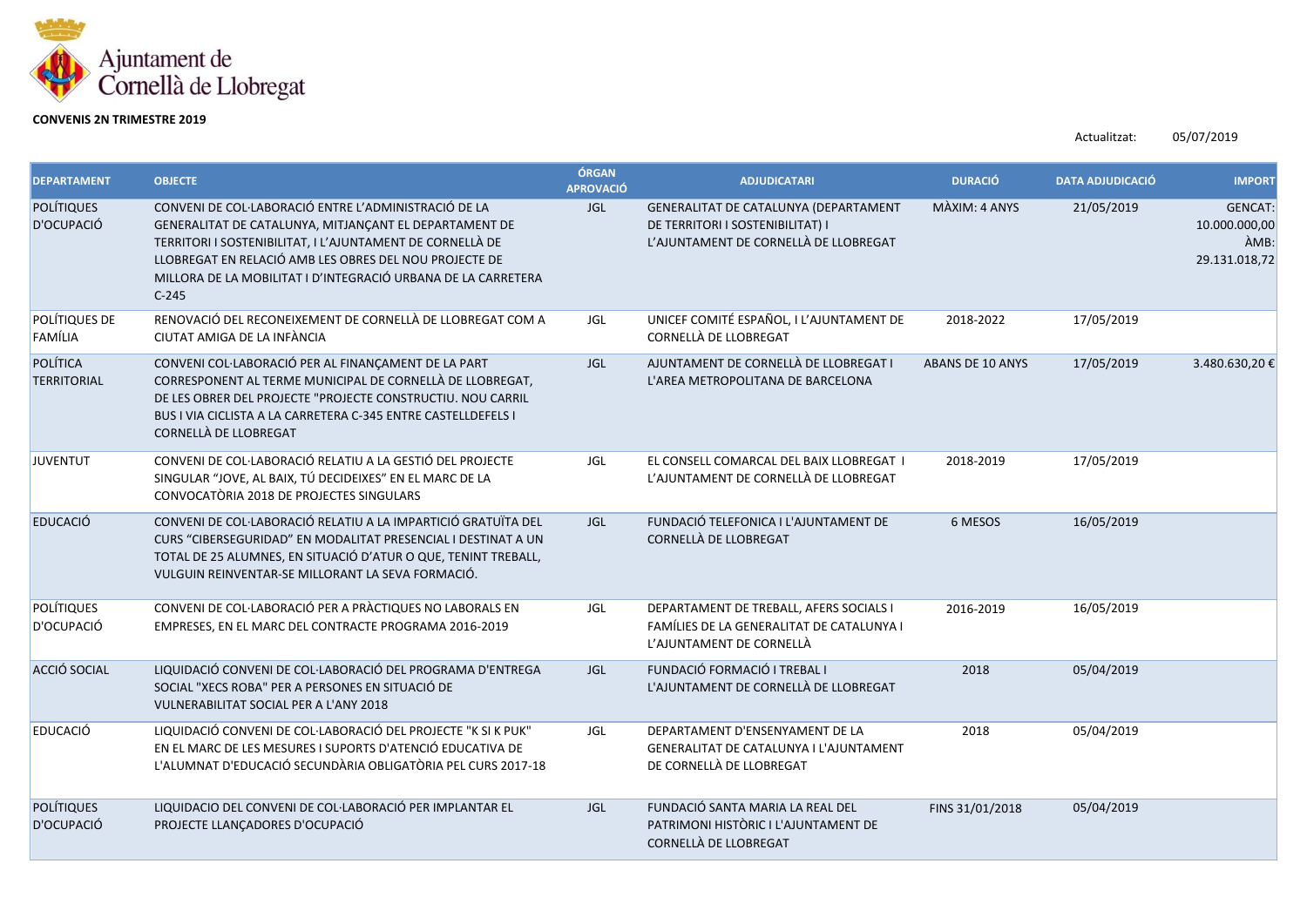Ajuntament de Cornellà de Llobregat

**CONVENIS 2N TRIMESTRE 2019**

Actualitzat: 05/07/2019

| DEPARTAMENT | OBJECTE | ÓRGAN APROVACIÓ | ADJUDICATARI | DURACIÓ | DATA ADJUDICACIÓ | IMPORT |
|---|---|---|---|---|---|---|
| POLÍTIQUES D'OCUPACIÓ | CONVENI DE COL·LABORACIÓ ENTRE L'ADMINISTRACIÓ DE LA GENERALITAT DE CATALUNYA, MITJANÇANT EL DEPARTAMENT DE TERRITORI I SOSTENIBILITAT, I L'AJUNTAMENT DE CORNELLÀ DE LLOBREGAT EN RELACIÓ AMB LES OBRES DEL NOU PROJECTE DE MILLORA DE LA MOBILITAT I D'INTEGRACIÓ URBANA DE LA CARRETERA C-245 | JGL | GENERALITAT DE CATALUNYA (DEPARTAMENT DE TERRITORI I SOSTENIBILITAT) I L'AJUNTAMENT DE CORNELLÀ DE LLOBREGAT | MÀXIM: 4 ANYS | 21/05/2019 | GENCAT: 10.000.000,00 ÀMB: 29.131.018,72 |
| POLÍTIQUES DE FAMÍLIA | RENOVACIÓ DEL RECONEIXEMENT DE CORNELLÀ DE LLOBREGAT COM A CIUTAT AMIGA DE LA INFÀNCIA | JGL | UNICEF COMITÉ ESPAÑOL, I L'AJUNTAMENT DE CORNELLÀ DE LLOBREGAT | 2018-2022 | 17/05/2019 | |
| POLÍTICA TERRITORIAL | CONVENI COL·LABORACIÓ PER AL FINANÇAMENT DE LA PART CORRESPONENT AL TERME MUNICIPAL DE CORNELLÀ DE LLOBREGAT, DE LES OBRER DEL PROJECTE "PROJECTE CONSTRUCTIU. NOU CARRIL BUS I VIA CICLISTA A LA CARRETERA C-345 ENTRE CASTELLDEFELS I CORNELLÀ DE LLOBREGAT | JGL | AJUNTAMENT DE CORNELLÀ DE LLOBREGAT I L'AREA METROPOLITANA DE BARCELONA | ABANS DE 10 ANYS | 17/05/2019 | 3.480.630,20 € |
| JUVENTUT | CONVENI DE COL·LABORACIÓ RELATIU A LA GESTIÓ DEL PROJECTE SINGULAR "JOVE, AL BAIX, TÚ DECIDEIXES" EN EL MARC DE LA CONVOCATÒRIA 2018 DE PROJECTES SINGULARS | JGL | EL CONSELL COMARCAL DEL BAIX LLOBREGAT I L'AJUNTAMENT DE CORNELLÀ DE LLOBREGAT | 2018-2019 | 17/05/2019 | |
| EDUCACIÓ | CONVENI DE COL·LABORACIÓ RELATIU A LA IMPARTICIÓ GRATUÏTA DEL CURS "CIBERSEGURIDAD" EN MODALITAT PRESENCIAL I DESTINAT A UN TOTAL DE 25 ALUMNES, EN SITUACIÓ D'ATUR O QUE, TENINT TREBALL, VULGUIN REINVENTAR-SE MILLORANT LA SEVA FORMACIÓ. | JGL | FUNDACIÓ TELEFONICA I L'AJUNTAMENT DE CORNELLÀ DE LLOBREGAT | 6 MESOS | 16/05/2019 | |
| POLÍTIQUES D'OCUPACIÓ | CONVENI DE COL·LABORACIÓ PER A PRÀCTIQUES NO LABORALS EN EMPRESES, EN EL MARC DEL CONTRACTE PROGRAMA 2016-2019 | JGL | DEPARTAMENT DE TREBALL, AFERS SOCIALS I FAMÍLIES DE LA GENERALITAT DE CATALUNYA I L'AJUNTAMENT DE CORNELLÀ | 2016-2019 | 16/05/2019 | |
| ACCIÓ SOCIAL | LIQUIDACIÓ CONVENI DE COL·LABORACIÓ DEL PROGRAMA D'ENTREGA SOCIAL "XECS ROBA" PER A PERSONES EN SITUACIÓ DE VULNERABILITAT SOCIAL PER A L'ANY 2018 | JGL | FUNDACIÓ FORMACIÓ I TREBAL I L'AJUNTAMENT DE CORNELLÀ DE LLOBREGAT | 2018 | 05/04/2019 | |
| EDUCACIÓ | LIQUIDACIÓ CONVENI DE COL·LABORACIÓ DEL PROJECTE "K SI K PUK" EN EL MARC DE LES MESURES I SUPORTS D'ATENCIÓ EDUCATIVA DE L'ALUMNAT D'EDUCACIÓ SECUNDÀRIA OBLIGATÒRIA PEL CURS 2017-18 | JGL | DEPARTAMENT D'ENSENYAMENT DE LA GENERALITAT DE CATALUNYA I L'AJUNTAMENT DE CORNELLÀ DE LLOBREGAT | 2018 | 05/04/2019 | |
| POLÍTIQUES D'OCUPACIÓ | LIQUIDACIO DEL CONVENI DE COL·LABORACIÓ PER IMPLANTAR EL PROJECTE LLANÇADORES D'OCUPACIÓ | JGL | FUNDACIÓ SANTA MARIA LA REAL DEL PATRIMONI HISTÒRIC I L'AJUNTAMENT DE CORNELLÀ DE LLOBREGAT | FINS 31/01/2018 | 05/04/2019 | |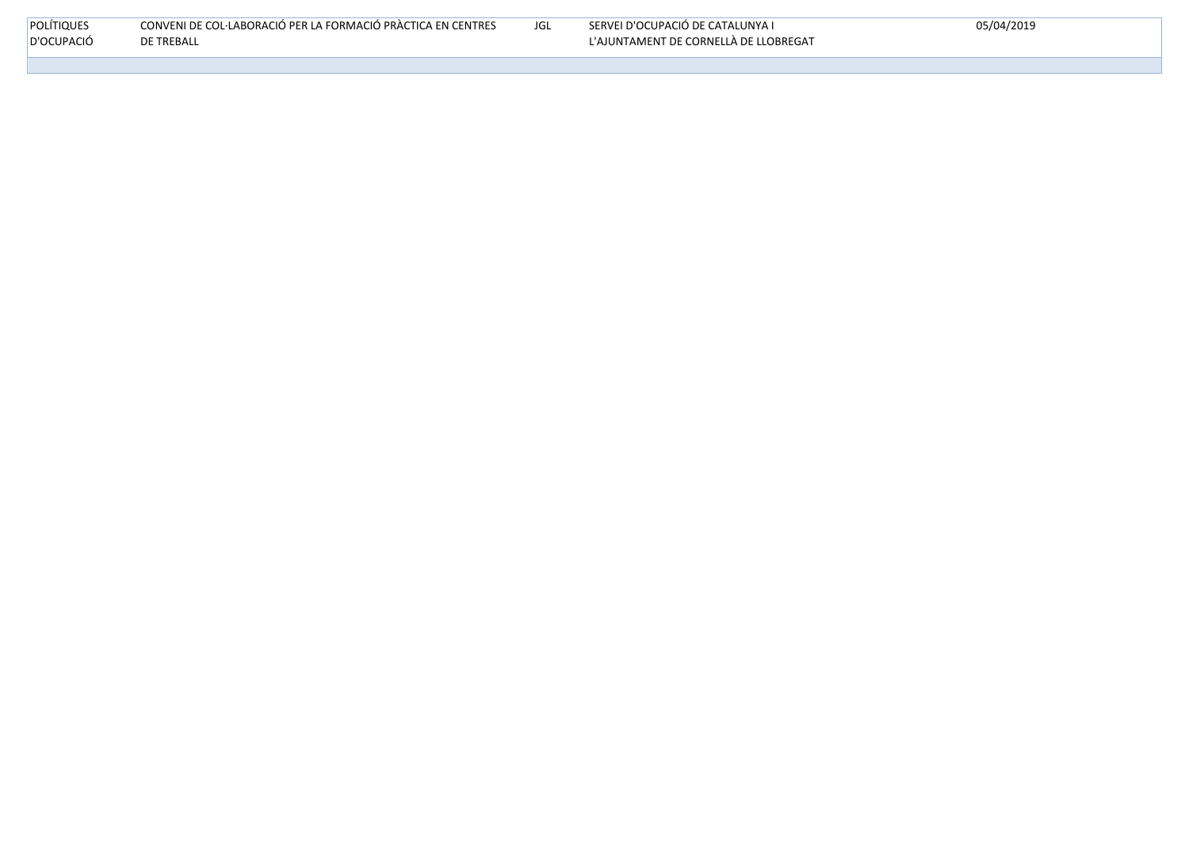| | | | | |
|---|---|---|---|---|
| POLÍTIQUES D'OCUPACIÓ | CONVENI DE COL·LABORACIÓ PER LA FORMACIÓ PRÀCTICA EN CENTRES DE TREBALL | JGL | SERVEI D'OCUPACIÓ DE CATALUNYA I L'AJUNTAMENT DE CORNELLÀ DE LLOBREGAT | 05/04/2019 |